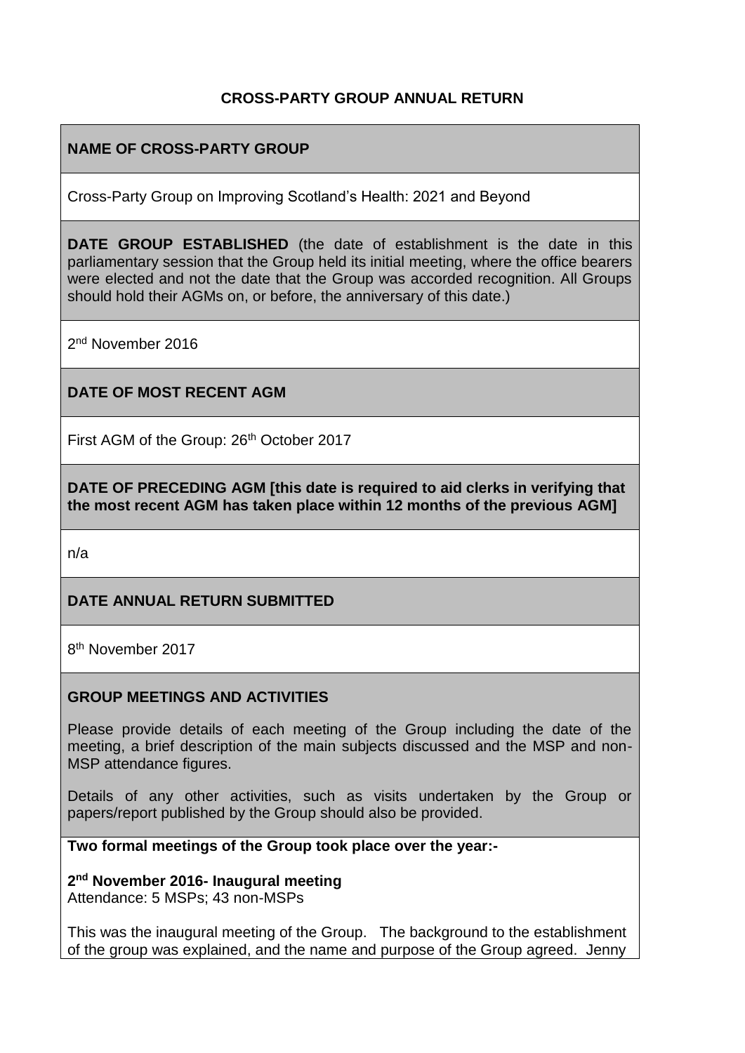# CROSS-PARTY GROUP ANNUAL RETURN

**NAME OF CROSS-PARTY GROUP**

Cross-Party Group on Improving Scotland's Health: 2021 and Beyond

**DATE GROUP ESTABLISHED** (the date of establishment is the date in this parliamentary session that the Group held its initial meeting, where the office bearers were elected and not the date that the Group was accorded recognition. All Groups should hold their AGMs on, or before, the anniversary of this date.)

2nd November 2016

**DATE OF MOST RECENT AGM**

First AGM of the Group: 26th October 2017

**DATE OF PRECEDING AGM [this date is required to aid clerks in verifying that the most recent AGM has taken place within 12 months of the previous AGM]**

n/a

**DATE ANNUAL RETURN SUBMITTED**

8th November 2017

**GROUP MEETINGS AND ACTIVITIES**

Please provide details of each meeting of the Group including the date of the meeting, a brief description of the main subjects discussed and the MSP and non-MSP attendance figures.

Details of any other activities, such as visits undertaken by the Group or papers/report published by the Group should also be provided.

**Two formal meetings of the Group took place over the year:-**

**2nd November 2016- Inaugural meeting**
Attendance: 5 MSPs; 43 non-MSPs

This was the inaugural meeting of the Group. The background to the establishment of the group was explained, and the name and purpose of the Group agreed. Jenny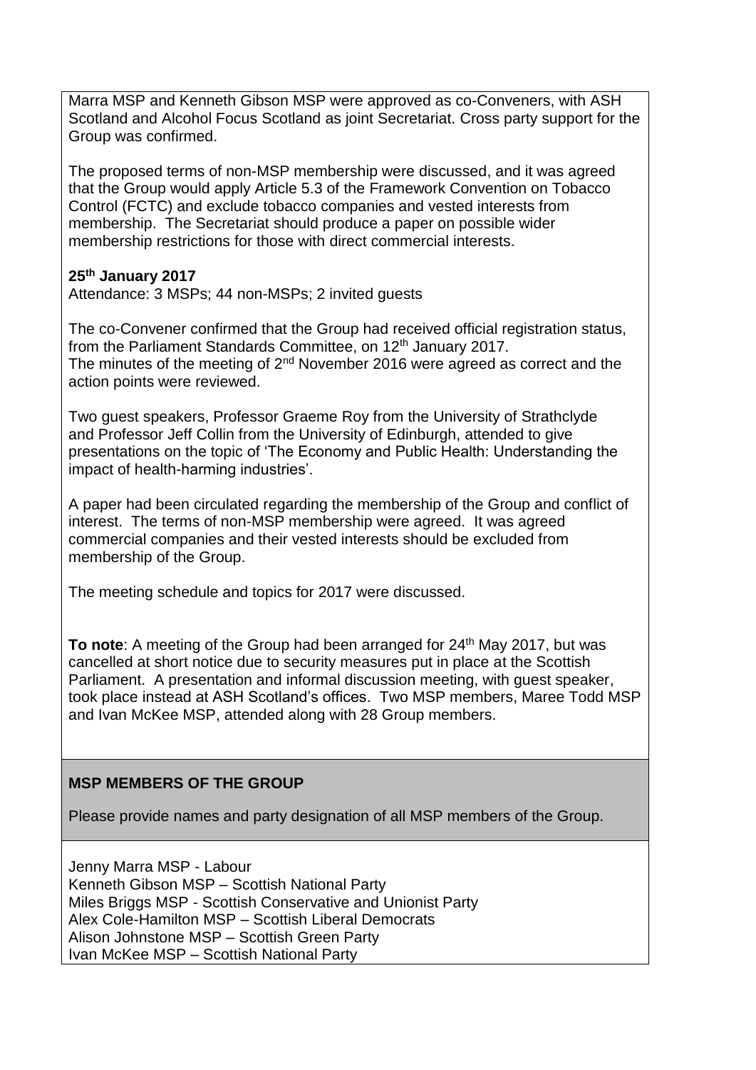Marra MSP and Kenneth Gibson MSP were approved as co-Conveners, with ASH Scotland and Alcohol Focus Scotland as joint Secretariat. Cross party support for the Group was confirmed.

The proposed terms of non-MSP membership were discussed, and it was agreed that the Group would apply Article 5.3 of the Framework Convention on Tobacco Control (FCTC) and exclude tobacco companies and vested interests from membership. The Secretariat should produce a paper on possible wider membership restrictions for those with direct commercial interests.

**25th January 2017**
Attendance: 3 MSPs; 44 non-MSPs; 2 invited guests

The co-Convener confirmed that the Group had received official registration status, from the Parliament Standards Committee, on 12th January 2017.
The minutes of the meeting of 2nd November 2016 were agreed as correct and the action points were reviewed.

Two guest speakers, Professor Graeme Roy from the University of Strathclyde and Professor Jeff Collin from the University of Edinburgh, attended to give presentations on the topic of 'The Economy and Public Health: Understanding the impact of health-harming industries'.

A paper had been circulated regarding the membership of the Group and conflict of interest. The terms of non-MSP membership were agreed. It was agreed commercial companies and their vested interests should be excluded from membership of the Group.

The meeting schedule and topics for 2017 were discussed.

**To note**: A meeting of the Group had been arranged for 24th May 2017, but was cancelled at short notice due to security measures put in place at the Scottish Parliament. A presentation and informal discussion meeting, with guest speaker, took place instead at ASH Scotland's offices. Two MSP members, Maree Todd MSP and Ivan McKee MSP, attended along with 28 Group members.

**MSP MEMBERS OF THE GROUP**

Please provide names and party designation of all MSP members of the Group.

Jenny Marra MSP - Labour
Kenneth Gibson MSP – Scottish National Party
Miles Briggs MSP - Scottish Conservative and Unionist Party
Alex Cole-Hamilton MSP – Scottish Liberal Democrats
Alison Johnstone MSP – Scottish Green Party
Ivan McKee MSP – Scottish National Party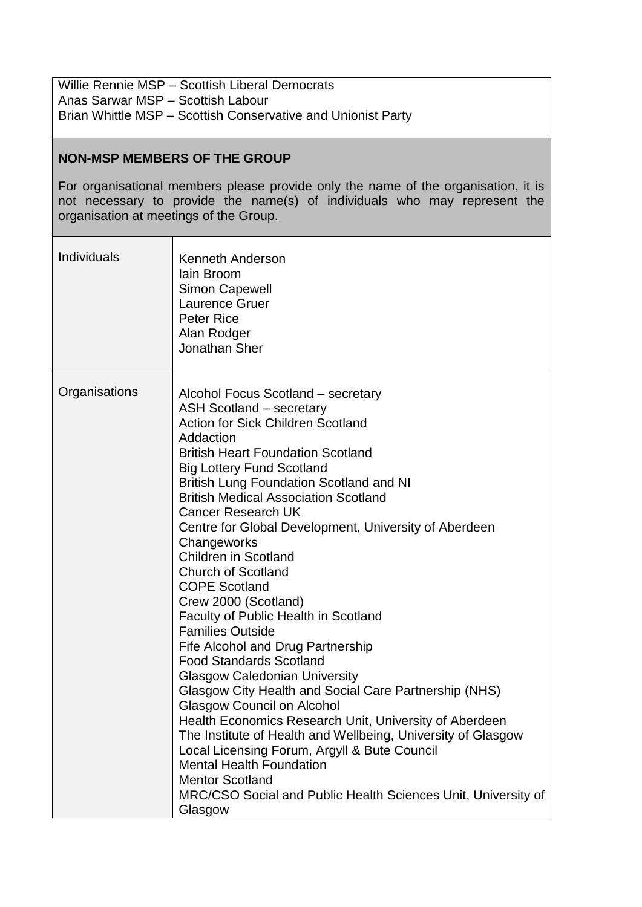Willie Rennie MSP – Scottish Liberal Democrats
Anas Sarwar MSP – Scottish Labour
Brian Whittle MSP – Scottish Conservative and Unionist Party

## NON-MSP MEMBERS OF THE GROUP

For organisational members please provide only the name of the organisation, it is not necessary to provide the name(s) of individuals who may represent the organisation at meetings of the Group.

| | |
|---|---|
| Individuals | Kenneth Anderson<br>Iain Broom<br>Simon Capewell<br>Laurence Gruer<br>Peter Rice<br>Alan Rodger<br>Jonathan Sher |
| Organisations | Alcohol Focus Scotland – secretary<br>ASH Scotland – secretary<br>Action for Sick Children Scotland<br>Addaction<br>British Heart Foundation Scotland<br>Big Lottery Fund Scotland<br>British Lung Foundation Scotland and NI<br>British Medical Association Scotland<br>Cancer Research UK<br>Centre for Global Development, University of Aberdeen<br>Changeworks<br>Children in Scotland<br>Church of Scotland<br>COPE Scotland<br>Crew 2000 (Scotland)<br>Faculty of Public Health in Scotland<br>Families Outside<br>Fife Alcohol and Drug Partnership<br>Food Standards Scotland<br>Glasgow Caledonian University<br>Glasgow City Health and Social Care Partnership (NHS)<br>Glasgow Council on Alcohol<br>Health Economics Research Unit, University of Aberdeen<br>The Institute of Health and Wellbeing, University of Glasgow<br>Local Licensing Forum, Argyll & Bute Council<br>Mental Health Foundation<br>Mentor Scotland<br>MRC/CSO Social and Public Health Sciences Unit, University of Glasgow |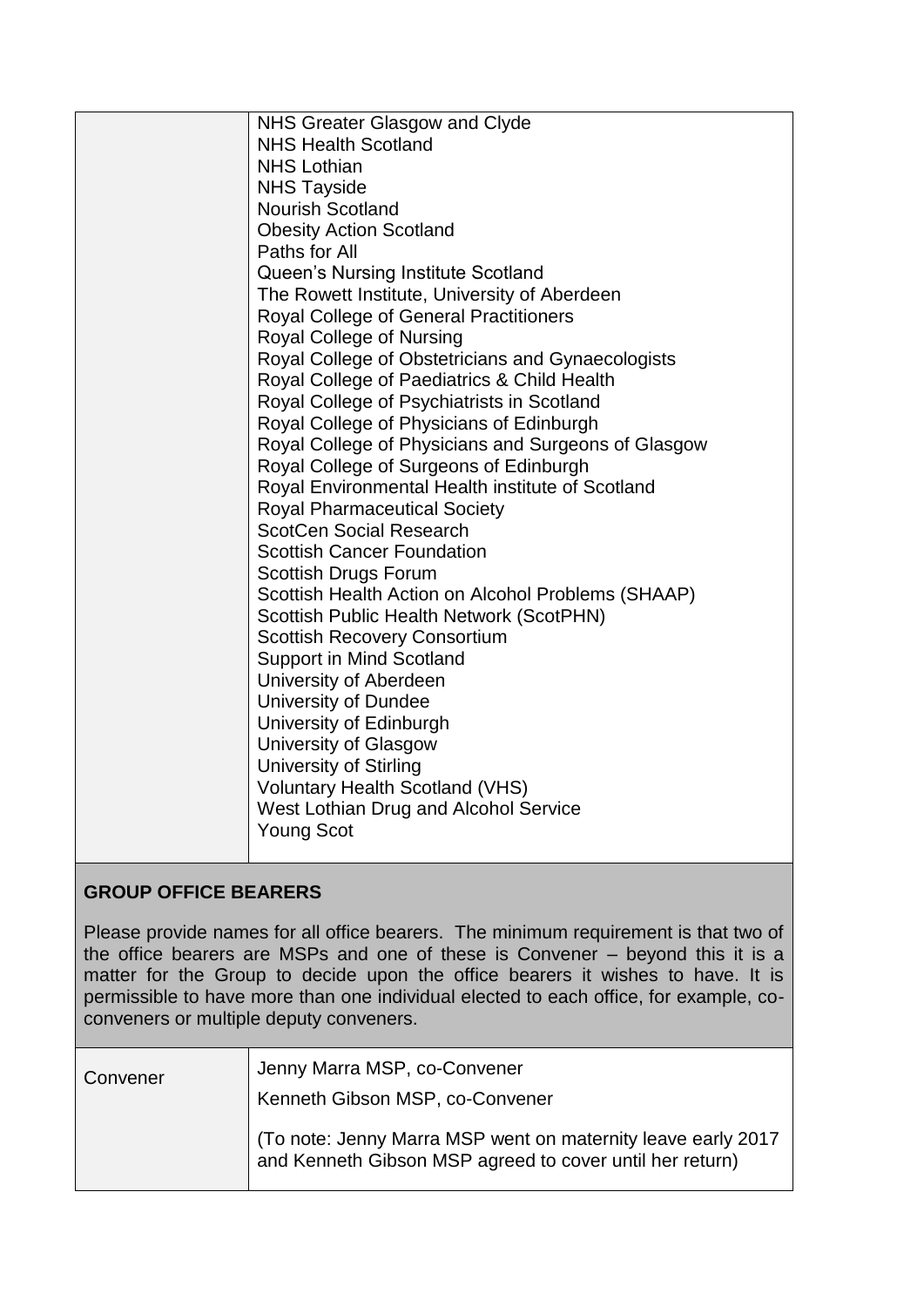| | |
|---|---|
| | NHS Greater Glasgow and Clyde<br>NHS Health Scotland<br>NHS Lothian<br>NHS Tayside<br>Nourish Scotland<br>Obesity Action Scotland<br>Paths for All<br>Queen's Nursing Institute Scotland<br>The Rowett Institute, University of Aberdeen<br>Royal College of General Practitioners<br>Royal College of Nursing<br>Royal College of Obstetricians and Gynaecologists<br>Royal College of Paediatrics & Child Health<br>Royal College of Psychiatrists in Scotland<br>Royal College of Physicians of Edinburgh<br>Royal College of Physicians and Surgeons of Glasgow<br>Royal College of Surgeons of Edinburgh<br>Royal Environmental Health institute of Scotland<br>Royal Pharmaceutical Society<br>ScotCen Social Research<br>Scottish Cancer Foundation<br>Scottish Drugs Forum<br>Scottish Health Action on Alcohol Problems (SHAAP)<br>Scottish Public Health Network (ScotPHN)<br>Scottish Recovery Consortium<br>Support in Mind Scotland<br>University of Aberdeen<br>University of Dundee<br>University of Edinburgh<br>University of Glasgow<br>University of Stirling<br>Voluntary Health Scotland (VHS)<br>West Lothian Drug and Alcohol Service<br>Young Scot |

**GROUP OFFICE BEARERS**

Please provide names for all office bearers. The minimum requirement is that two of the office bearers are MSPs and one of these is Convener – beyond this it is a matter for the Group to decide upon the office bearers it wishes to have. It is permissible to have more than one individual elected to each office, for example, co-conveners or multiple deputy conveners.

| | |
|---|---|
| Convener | Jenny Marra MSP, co-Convener<br>Kenneth Gibson MSP, co-Convener<br>(To note: Jenny Marra MSP went on maternity leave early 2017 and Kenneth Gibson MSP agreed to cover until her return) |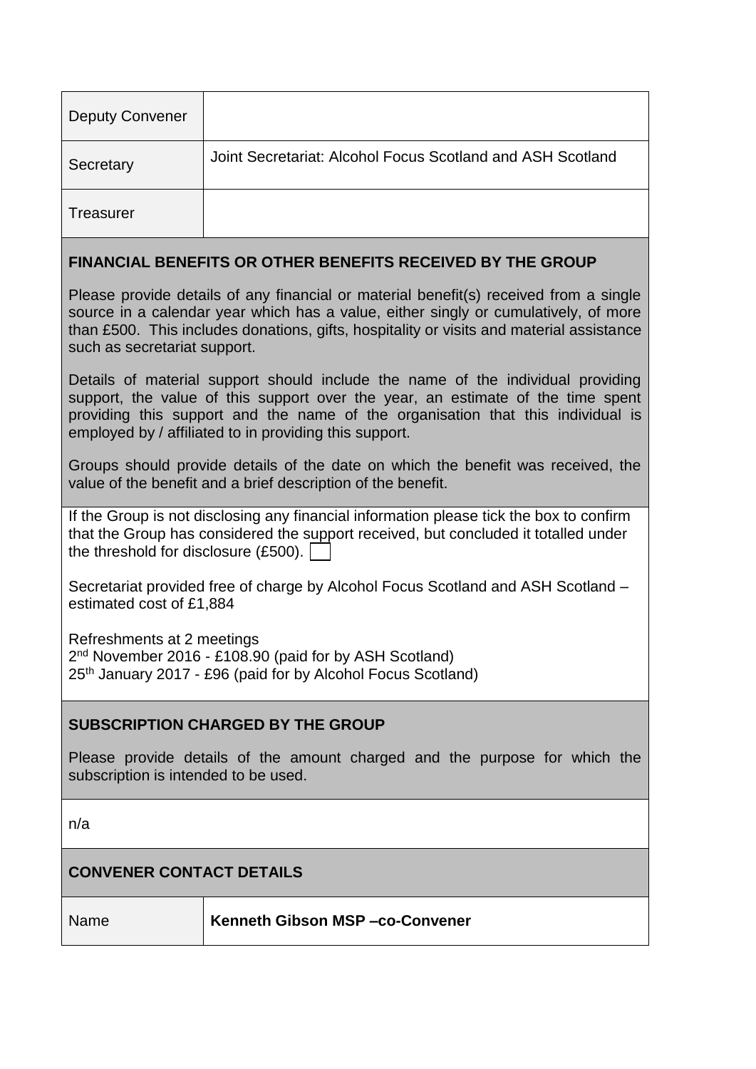| | |
|---|---|
| Deputy Convener | |
| Secretary | Joint Secretariat: Alcohol Focus Scotland and ASH Scotland |
| Treasurer | |

**FINANCIAL BENEFITS OR OTHER BENEFITS RECEIVED BY THE GROUP**

Please provide details of any financial or material benefit(s) received from a single source in a calendar year which has a value, either singly or cumulatively, of more than £500. This includes donations, gifts, hospitality or visits and material assistance such as secretariat support.

Details of material support should include the name of the individual providing support, the value of this support over the year, an estimate of the time spent providing this support and the name of the organisation that this individual is employed by / affiliated to in providing this support.

Groups should provide details of the date on which the benefit was received, the value of the benefit and a brief description of the benefit.

If the Group is not disclosing any financial information please tick the box to confirm that the Group has considered the support received, but concluded it totalled under the threshold for disclosure (£500). ☐

Secretariat provided free of charge by Alcohol Focus Scotland and ASH Scotland – estimated cost of £1,884

Refreshments at 2 meetings
2nd November 2016 - £108.90 (paid for by ASH Scotland)
25th January 2017 - £96 (paid for by Alcohol Focus Scotland)

**SUBSCRIPTION CHARGED BY THE GROUP**

Please provide details of the amount charged and the purpose for which the subscription is intended to be used.

n/a

**CONVENER CONTACT DETAILS**

| | |
|---|---|
| Name | **Kenneth Gibson MSP –co-Convener** |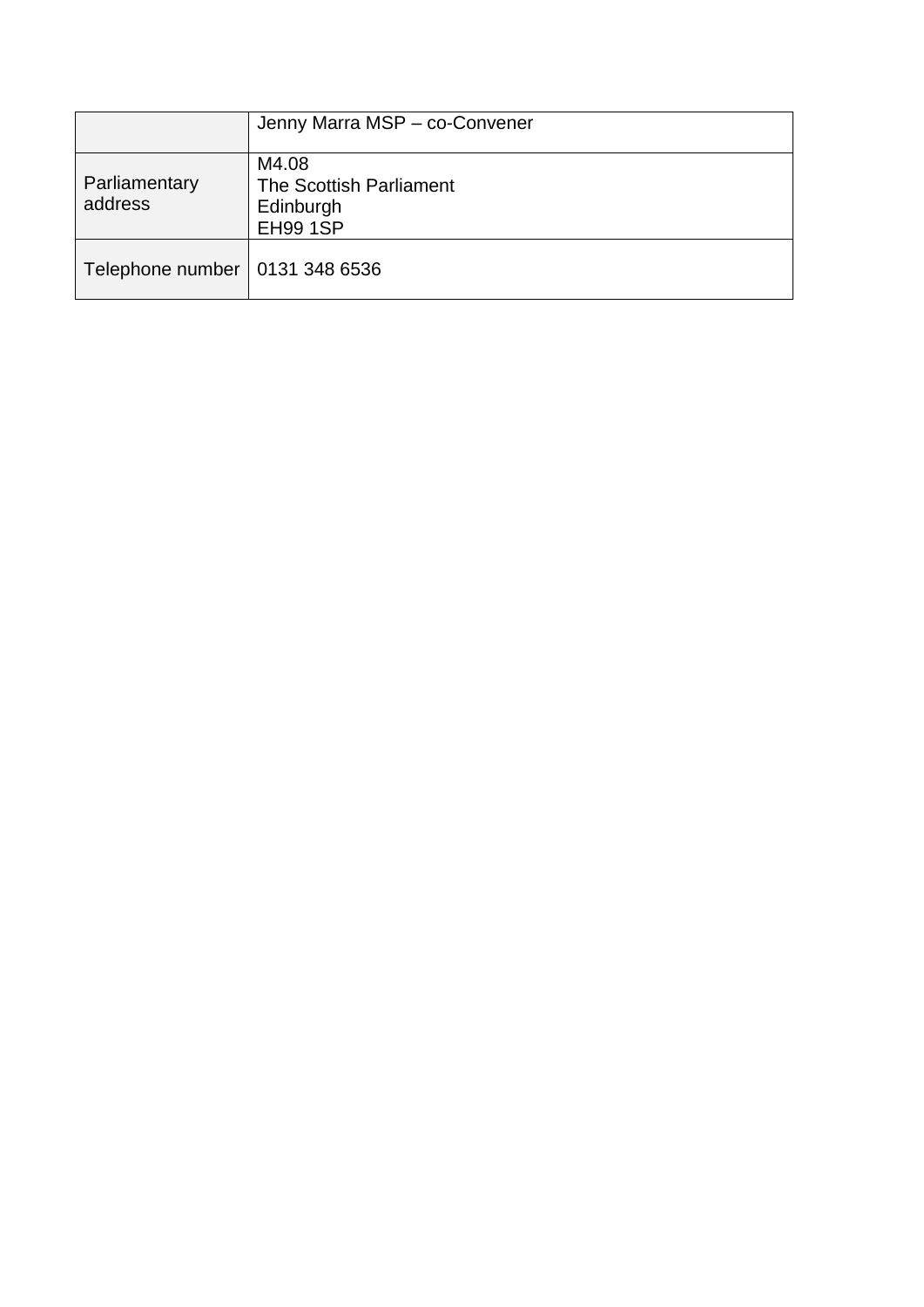| | |
|---|---|
| | Jenny Marra MSP – co-Convener |
| Parliamentary address | M4.08<br>The Scottish Parliament<br>Edinburgh<br>EH99 1SP |
| Telephone number | 0131 348 6536 |